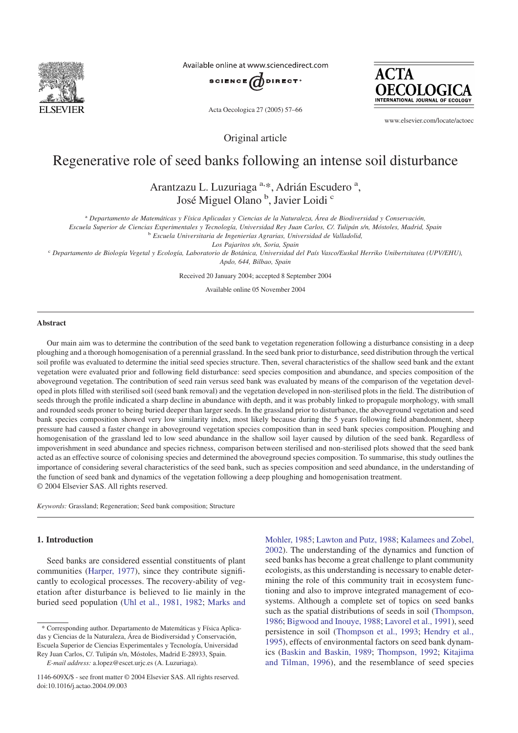Original article

# Regenerative role of seed banks following an intense soil disturbance

Arantzazu L. Luzuriaga [a,*], Adrián Escudero [a], José Miguel Olano [b], Javier Loidi [c]

[a] *Departamento de Matemáticas y Física Aplicadas y Ciencias de la Naturaleza, Área de Biodiversidad y Conservación, Escuela Superior de Ciencias Experimentales y Tecnología, Universidad Rey Juan Carlos, C/. Tulipán s/n, Móstoles, Madrid, Spain*

[b] *Escuela Universitaria de Ingenierías Agrarias, Universidad de Valladolid, Los Pajaritos s/n, Soria, Spain*

[c] *Departamento de Biología Vegetal y Ecología, Laboratorio de Botánica, Universidad del País Vasco/Euskal Herriko Unibertsitatea (UPV/EHU), Apdo, 644, Bilbao, Spain*

Received 20 January 2004; accepted 8 September 2004

Available online 05 November 2004

## Abstract

Our main aim was to determine the contribution of the seed bank to vegetation regeneration following a disturbance consisting in a deep ploughing and a thorough homogenisation of a perennial grassland. In the seed bank prior to disturbance, seed distribution through the vertical soil profile was evaluated to determine the initial seed species structure. Then, several characteristics of the shallow seed bank and the extant vegetation were evaluated prior and following field disturbance: seed species composition and abundance, and species composition of the aboveground vegetation. The contribution of seed rain versus seed bank was evaluated by means of the comparison of the vegetation developed in plots filled with sterilised soil (seed bank removal) and the vegetation developed in non-sterilised plots in the field. The distribution of seeds through the profile indicated a sharp decline in abundance with depth, and it was probably linked to propagule morphology, with small and rounded seeds proner to being buried deeper than larger seeds. In the grassland prior to disturbance, the aboveground vegetation and seed bank species composition showed very low similarity index, most likely because during the 5 years following field abandonment, sheep pressure had caused a faster change in aboveground vegetation species composition than in seed bank species composition. Ploughing and homogenisation of the grassland led to low seed abundance in the shallow soil layer caused by dilution of the seed bank. Regardless of impoverishment in seed abundance and species richness, comparison between sterilised and non-sterilised plots showed that the seed bank acted as an effective source of colonising species and determined the aboveground species composition. To summarise, this study outlines the importance of considering several characteristics of the seed bank, such as species composition and seed abundance, in the understanding of the function of seed bank and dynamics of the vegetation following a deep ploughing and homogenisation treatment.
© 2004 Elsevier SAS. All rights reserved.

*Keywords:* Grassland; Regeneration; Seed bank composition; Structure

## 1. Introduction

Seed banks are considered essential constituents of plant communities (Harper, 1977), since they contribute significantly to ecological processes. The recovery-ability of vegetation after disturbance is believed to lie mainly in the buried seed population (Uhl et al., 1981, 1982; Marks and Mohler, 1985; Lawton and Putz, 1988; Kalamees and Zobel, 2002). The understanding of the dynamics and function of seed banks has become a great challenge to plant community ecologists, as this understanding is necessary to enable determining the role of this community trait in ecosystem functioning and also to improve integrated management of ecosystems. Although a complete set of topics on seed banks such as the spatial distributions of seeds in soil (Thompson, 1986; Bigwood and Inouye, 1988; Lavorel et al., 1991), seed persistence in soil (Thompson et al., 1993; Hendry et al., 1995), effects of environmental factors on seed bank dynamics (Baskin and Baskin, 1989; Thompson, 1992; Kitajima and Tilman, 1996), and the resemblance of seed species

* Corresponding author. Departamento de Matemáticas y Física Aplicadas y Ciencias de la Naturaleza, Área de Biodiversidad y Conservación, Escuela Superior de Ciencias Experimentales y Tecnología, Universidad Rey Juan Carlos, C/. Tulipán s/n, Móstoles, Madrid E-28933, Spain.
*E-mail address:* a.lopez@escet.urjc.es (A. Luzuriaga).

1146-609X/$ - see front matter © 2004 Elsevier SAS. All rights reserved.
doi:10.1016/j.actao.2004.09.003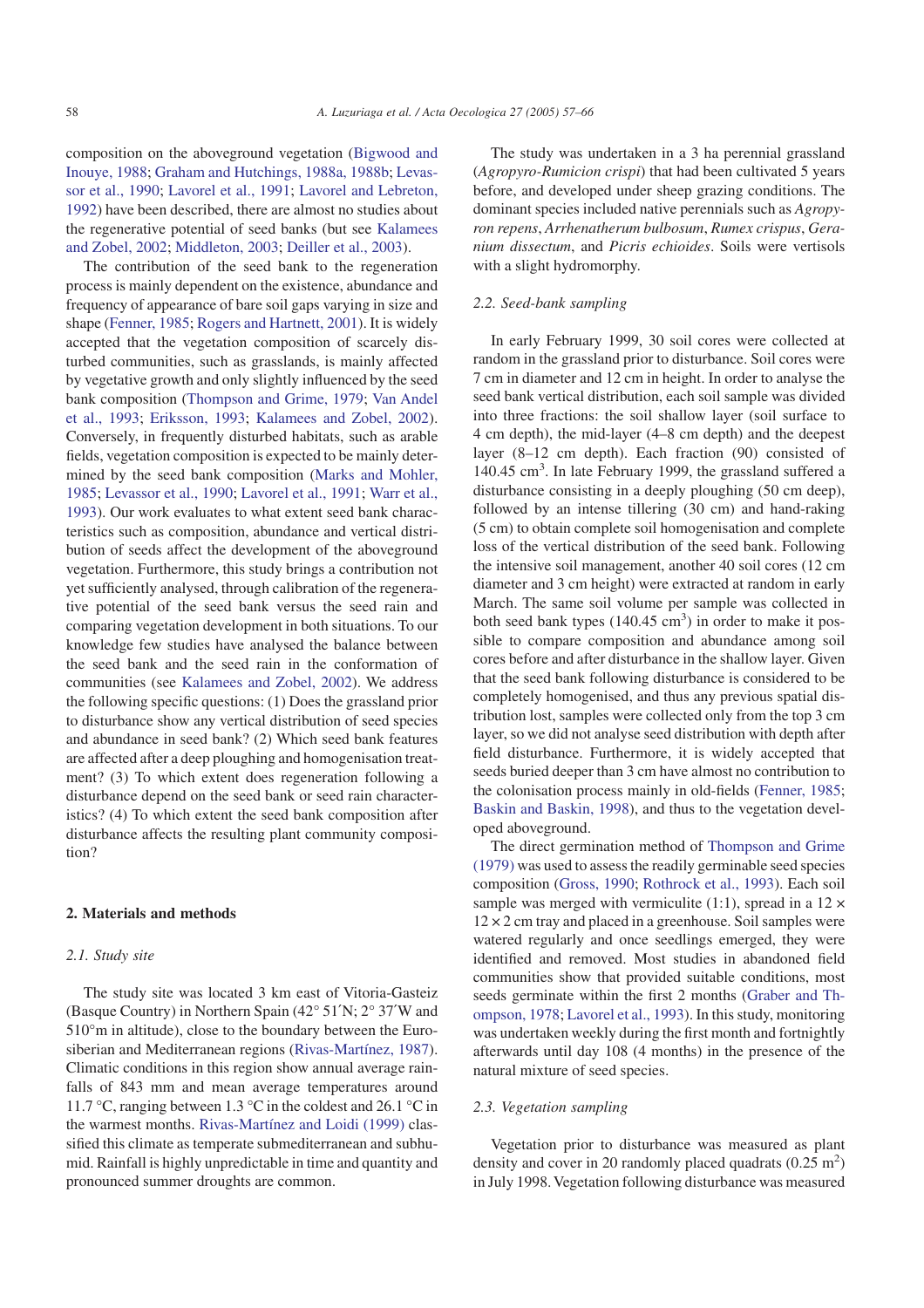composition on the aboveground vegetation (Bigwood and Inouye, 1988; Graham and Hutchings, 1988a, 1988b; Levassor et al., 1990; Lavorel et al., 1991; Lavorel and Lebreton, 1992) have been described, there are almost no studies about the regenerative potential of seed banks (but see Kalamees and Zobel, 2002; Middleton, 2003; Deiller et al., 2003).

The contribution of the seed bank to the regeneration process is mainly dependent on the existence, abundance and frequency of appearance of bare soil gaps varying in size and shape (Fenner, 1985; Rogers and Hartnett, 2001). It is widely accepted that the vegetation composition of scarcely disturbed communities, such as grasslands, is mainly affected by vegetative growth and only slightly influenced by the seed bank composition (Thompson and Grime, 1979; Van Andel et al., 1993; Eriksson, 1993; Kalamees and Zobel, 2002). Conversely, in frequently disturbed habitats, such as arable fields, vegetation composition is expected to be mainly determined by the seed bank composition (Marks and Mohler, 1985; Levassor et al., 1990; Lavorel et al., 1991; Warr et al., 1993). Our work evaluates to what extent seed bank characteristics such as composition, abundance and vertical distribution of seeds affect the development of the aboveground vegetation. Furthermore, this study brings a contribution not yet sufficiently analysed, through calibration of the regenerative potential of the seed bank versus the seed rain and comparing vegetation development in both situations. To our knowledge few studies have analysed the balance between the seed bank and the seed rain in the conformation of communities (see Kalamees and Zobel, 2002). We address the following specific questions: (1) Does the grassland prior to disturbance show any vertical distribution of seed species and abundance in seed bank? (2) Which seed bank features are affected after a deep ploughing and homogenisation treatment? (3) To which extent does regeneration following a disturbance depend on the seed bank or seed rain characteristics? (4) To which extent the seed bank composition after disturbance affects the resulting plant community composition?

## 2. Materials and methods

### 2.1. Study site

The study site was located 3 km east of Vitoria-Gasteiz (Basque Country) in Northern Spain (42° 51′N; 2° 37′W and 510°m in altitude), close to the boundary between the Eurosiberian and Mediterranean regions (Rivas-Martínez, 1987). Climatic conditions in this region show annual average rainfalls of 843 mm and mean average temperatures around 11.7 °C, ranging between 1.3 °C in the coldest and 26.1 °C in the warmest months. Rivas-Martínez and Loidi (1999) classified this climate as temperate submediterranean and subhumid. Rainfall is highly unpredictable in time and quantity and pronounced summer droughts are common.

The study was undertaken in a 3 ha perennial grassland (*Agropyro-Rumicion crispi*) that had been cultivated 5 years before, and developed under sheep grazing conditions. The dominant species included native perennials such as *Agropyron repens*, *Arrhenatherum bulbosum*, *Rumex crispus*, *Geranium dissectum*, and *Picris echioides*. Soils were vertisols with a slight hydromorphy.

### 2.2. Seed-bank sampling

In early February 1999, 30 soil cores were collected at random in the grassland prior to disturbance. Soil cores were 7 cm in diameter and 12 cm in height. In order to analyse the seed bank vertical distribution, each soil sample was divided into three fractions: the soil shallow layer (soil surface to 4 cm depth), the mid-layer (4–8 cm depth) and the deepest layer (8–12 cm depth). Each fraction (90) consisted of 140.45 cm$^3$. In late February 1999, the grassland suffered a disturbance consisting in a deeply ploughing (50 cm deep), followed by an intense tillering (30 cm) and hand-raking (5 cm) to obtain complete soil homogenisation and complete loss of the vertical distribution of the seed bank. Following the intensive soil management, another 40 soil cores (12 cm diameter and 3 cm height) were extracted at random in early March. The same soil volume per sample was collected in both seed bank types (140.45 cm$^3$) in order to make it possible to compare composition and abundance among soil cores before and after disturbance in the shallow layer. Given that the seed bank following disturbance is considered to be completely homogenised, and thus any previous spatial distribution lost, samples were collected only from the top 3 cm layer, so we did not analyse seed distribution with depth after field disturbance. Furthermore, it is widely accepted that seeds buried deeper than 3 cm have almost no contribution to the colonisation process mainly in old-fields (Fenner, 1985; Baskin and Baskin, 1998), and thus to the vegetation developed aboveground.

The direct germination method of Thompson and Grime (1979) was used to assess the readily germinable seed species composition (Gross, 1990; Rothrock et al., 1993). Each soil sample was merged with vermiculite (1:1), spread in a 12 × 12 × 2 cm tray and placed in a greenhouse. Soil samples were watered regularly and once seedlings emerged, they were identified and removed. Most studies in abandoned field communities show that provided suitable conditions, most seeds germinate within the first 2 months (Graber and Thompson, 1978; Lavorel et al., 1993). In this study, monitoring was undertaken weekly during the first month and fortnightly afterwards until day 108 (4 months) in the presence of the natural mixture of seed species.

### 2.3. Vegetation sampling

Vegetation prior to disturbance was measured as plant density and cover in 20 randomly placed quadrats (0.25 m$^2$) in July 1998. Vegetation following disturbance was measured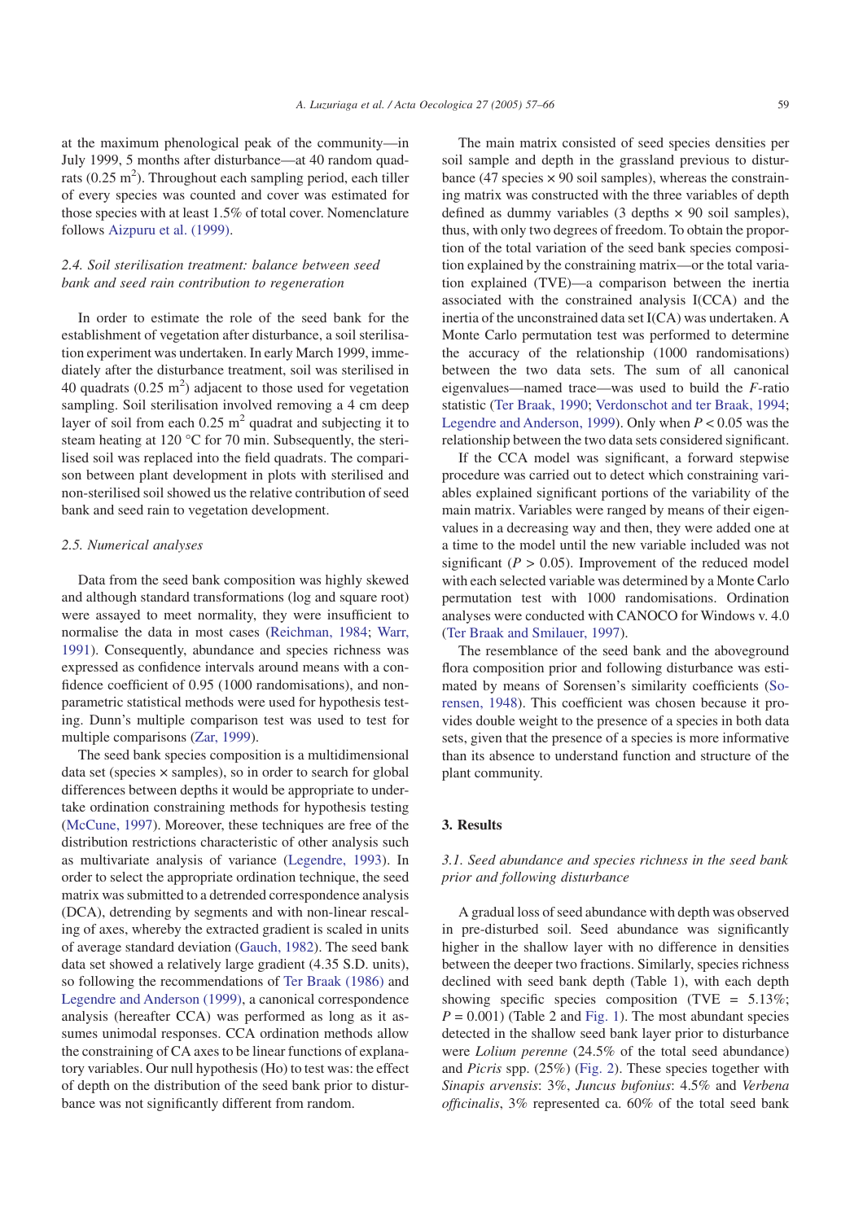at the maximum phenological peak of the community—in July 1999, 5 months after disturbance—at 40 random quadrats (0.25 $m^2$). Throughout each sampling period, each tiller of every species was counted and cover was estimated for those species with at least 1.5% of total cover. Nomenclature follows Aizpuru et al. (1999).

### 2.4. Soil sterilisation treatment: balance between seed bank and seed rain contribution to regeneration

In order to estimate the role of the seed bank for the establishment of vegetation after disturbance, a soil sterilisation experiment was undertaken. In early March 1999, immediately after the disturbance treatment, soil was sterilised in 40 quadrats (0.25 $m^2$) adjacent to those used for vegetation sampling. Soil sterilisation involved removing a 4 cm deep layer of soil from each 0.25 $m^2$ quadrat and subjecting it to steam heating at 120 °C for 70 min. Subsequently, the sterilised soil was replaced into the field quadrats. The comparison between plant development in plots with sterilised and non-sterilised soil showed us the relative contribution of seed bank and seed rain to vegetation development.

### 2.5. Numerical analyses

Data from the seed bank composition was highly skewed and although standard transformations (log and square root) were assayed to meet normality, they were insufficient to normalise the data in most cases (Reichman, 1984; Warr, 1991). Consequently, abundance and species richness was expressed as confidence intervals around means with a confidence coefficient of 0.95 (1000 randomisations), and non-parametric statistical methods were used for hypothesis testing. Dunn's multiple comparison test was used to test for multiple comparisons (Zar, 1999).

The seed bank species composition is a multidimensional data set (species × samples), so in order to search for global differences between depths it would be appropriate to undertake ordination constraining methods for hypothesis testing (McCune, 1997). Moreover, these techniques are free of the distribution restrictions characteristic of other analysis such as multivariate analysis of variance (Legendre, 1993). In order to select the appropriate ordination technique, the seed matrix was submitted to a detrended correspondence analysis (DCA), detrending by segments and with non-linear rescaling of axes, whereby the extracted gradient is scaled in units of average standard deviation (Gauch, 1982). The seed bank data set showed a relatively large gradient (4.35 S.D. units), so following the recommendations of Ter Braak (1986) and Legendre and Anderson (1999), a canonical correspondence analysis (hereafter CCA) was performed as long as it assumes unimodal responses. CCA ordination methods allow the constraining of CA axes to be linear functions of explanatory variables. Our null hypothesis (Ho) to test was: the effect of depth on the distribution of the seed bank prior to disturbance was not significantly different from random.

The main matrix consisted of seed species densities per soil sample and depth in the grassland previous to disturbance (47 species × 90 soil samples), whereas the constraining matrix was constructed with the three variables of depth defined as dummy variables (3 depths × 90 soil samples), thus, with only two degrees of freedom. To obtain the proportion of the total variation of the seed bank species composition explained by the constraining matrix—or the total variation explained (TVE)—a comparison between the inertia associated with the constrained analysis I(CCA) and the inertia of the unconstrained data set I(CA) was undertaken. A Monte Carlo permutation test was performed to determine the accuracy of the relationship (1000 randomisations) between the two data sets. The sum of all canonical eigenvalues—named trace—was used to build the *F*-ratio statistic (Ter Braak, 1990; Verdonschot and ter Braak, 1994; Legendre and Anderson, 1999). Only when $P < 0.05$ was the relationship between the two data sets considered significant.

If the CCA model was significant, a forward stepwise procedure was carried out to detect which constraining variables explained significant portions of the variability of the main matrix. Variables were ranged by means of their eigenvalues in a decreasing way and then, they were added one at a time to the model until the new variable included was not significant ($P > 0.05$). Improvement of the reduced model with each selected variable was determined by a Monte Carlo permutation test with 1000 randomisations. Ordination analyses were conducted with CANOCO for Windows v. 4.0 (Ter Braak and Smilauer, 1997).

The resemblance of the seed bank and the aboveground flora composition prior and following disturbance was estimated by means of Sorensen's similarity coefficients (Sorensen, 1948). This coefficient was chosen because it provides double weight to the presence of a species in both data sets, given that the presence of a species is more informative than its absence to understand function and structure of the plant community.

## 3. Results

### 3.1. Seed abundance and species richness in the seed bank prior and following disturbance

A gradual loss of seed abundance with depth was observed in pre-disturbed soil. Seed abundance was significantly higher in the shallow layer with no difference in densities between the deeper two fractions. Similarly, species richness declined with seed bank depth (Table 1), with each depth showing specific species composition (TVE = 5.13%; $P = 0.001$) (Table 2 and Fig. 1). The most abundant species detected in the shallow seed bank layer prior to disturbance were *Lolium perenne* (24.5% of the total seed abundance) and *Picris* spp. (25%) (Fig. 2). These species together with *Sinapis arvensis*: 3%, *Juncus bufonius*: 4.5% and *Verbena officinalis*, 3% represented ca. 60% of the total seed bank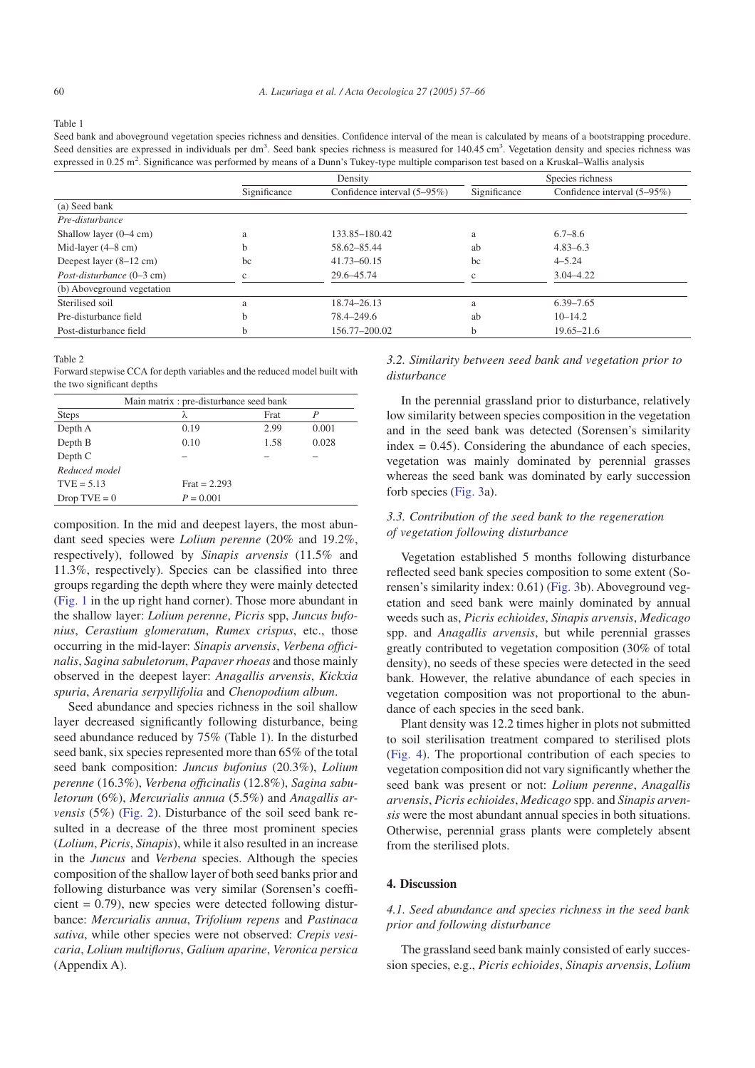Table 1

Seed bank and aboveground vegetation species richness and densities. Confidence interval of the mean is calculated by means of a bootstrapping procedure. Seed densities are expressed in individuals per dm$^3$. Seed bank species richness is measured for 140.45 cm$^3$. Vegetation density and species richness was expressed in 0.25 m$^2$. Significance was performed by means of a Dunn's Tukey-type multiple comparison test based on a Kruskal–Wallis analysis

| | Density | | Species richness | |
|---|---|---|---|---|
| | Significance | Confidence interval (5–95%) | Significance | Confidence interval (5–95%) |
| (a) Seed bank | | | | |
| *Pre-disturbance* | | | | |
| Shallow layer (0–4 cm) | a | 133.85–180.42 | a | 6.7–8.6 |
| Mid-layer (4–8 cm) | b | 58.62–85.44 | ab | 4.83–6.3 |
| Deepest layer (8–12 cm) | bc | 41.73–60.15 | bc | 4–5.24 |
| *Post-disturbance* (0–3 cm) | c | 29.6–45.74 | c | 3.04–4.22 |
| (b) Aboveground vegetation | | | | |
| Sterilised soil | a | 18.74–26.13 | a | 6.39–7.65 |
| Pre-disturbance field | b | 78.4–249.6 | ab | 10–14.2 |
| Post-disturbance field | b | 156.77–200.02 | b | 19.65–21.6 |

Table 2

Forward stepwise CCA for depth variables and the reduced model built with the two significant depths

| Main matrix : pre-disturbance seed bank | | | |
|---|---|---|---|
| Steps | $\lambda$ | Frat | $P$ |
| Depth A | 0.19 | 2.99 | 0.001 |
| Depth B | 0.10 | 1.58 | 0.028 |
| Depth C | – | – | – |
| *Reduced model* | | | |
| TVE = 5.13 | Frat = 2.293 | | |
| Drop TVE = 0 | $P$ = 0.001 | | |

composition. In the mid and deepest layers, the most abundant seed species were *Lolium perenne* (20% and 19.2%, respectively), followed by *Sinapis arvensis* (11.5% and 11.3%, respectively). Species can be classified into three groups regarding the depth where they were mainly detected (Fig. 1 in the up right hand corner). Those more abundant in the shallow layer: *Lolium perenne*, *Picris* spp, *Juncus bufonius*, *Cerastium glomeratum*, *Rumex crispus*, etc., those occurring in the mid-layer: *Sinapis arvensis*, *Verbena officinalis*, *Sagina sabuletorum*, *Papaver rhoeas* and those mainly observed in the deepest layer: *Anagallis arvensis*, *Kickxia spuria*, *Arenaria serpyllifolia* and *Chenopodium album*.

Seed abundance and species richness in the soil shallow layer decreased significantly following disturbance, being seed abundance reduced by 75% (Table 1). In the disturbed seed bank, six species represented more than 65% of the total seed bank composition: *Juncus bufonius* (20.3%), *Lolium perenne* (16.3%), *Verbena officinalis* (12.8%), *Sagina sabuletorum* (6%), *Mercurialis annua* (5.5%) and *Anagallis arvensis* (5%) (Fig. 2). Disturbance of the soil seed bank resulted in a decrease of the three most prominent species (*Lolium*, *Picris*, *Sinapis*), while it also resulted in an increase in the *Juncus* and *Verbena* species. Although the species composition of the shallow layer of both seed banks prior and following disturbance was very similar (Sorensen's coefficient = 0.79), new species were detected following disturbance: *Mercurialis annua*, *Trifolium repens* and *Pastinaca sativa*, while other species were not observed: *Crepis vesicaria*, *Lolium multiflorus*, *Galium aparine*, *Veronica persica* (Appendix A).

### 3.2. Similarity between seed bank and vegetation prior to disturbance

In the perennial grassland prior to disturbance, relatively low similarity between species composition in the vegetation and in the seed bank was detected (Sorensen's similarity index = 0.45). Considering the abundance of each species, vegetation was mainly dominated by perennial grasses whereas the seed bank was dominated by early succession forb species (Fig. 3a).

### 3.3. Contribution of the seed bank to the regeneration of vegetation following disturbance

Vegetation established 5 months following disturbance reflected seed bank species composition to some extent (Sorensen's similarity index: 0.61) (Fig. 3b). Aboveground vegetation and seed bank were mainly dominated by annual weeds such as, *Picris echioides*, *Sinapis arvensis*, *Medicago* spp. and *Anagallis arvensis*, but while perennial grasses greatly contributed to vegetation composition (30% of total density), no seeds of these species were detected in the seed bank. However, the relative abundance of each species in vegetation composition was not proportional to the abundance of each species in the seed bank.

Plant density was 12.2 times higher in plots not submitted to soil sterilisation treatment compared to sterilised plots (Fig. 4). The proportional contribution of each species to vegetation composition did not vary significantly whether the seed bank was present or not: *Lolium perenne*, *Anagallis arvensis*, *Picris echioides*, *Medicago* spp. and *Sinapis arvensis* were the most abundant annual species in both situations. Otherwise, perennial grass plants were completely absent from the sterilised plots.

## 4. Discussion

### 4.1. Seed abundance and species richness in the seed bank prior and following disturbance

The grassland seed bank mainly consisted of early succession species, e.g., *Picris echioides*, *Sinapis arvensis*, *Lolium*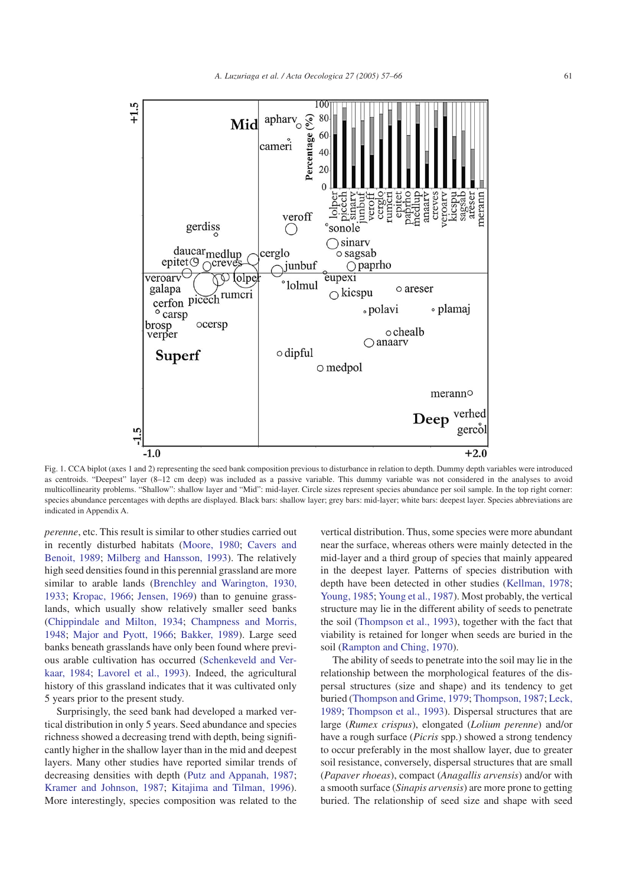Fig. 1. CCA biplot (axes 1 and 2) representing the seed bank composition previous to disturbance in relation to depth. Dummy depth variables were introduced as centroids. "Deepest" layer (8–12 cm deep) was included as a passive variable. This dummy variable was not considered in the analyses to avoid multicollinearity problems. "Shallow": shallow layer and "Mid": mid-layer. Circle sizes represent species abundance per soil sample. In the top right corner: species abundance percentages with depths are displayed. Black bars: shallow layer; grey bars: mid-layer; white bars: deepest layer. Species abbreviations are indicated in Appendix A.

*perenne*, etc. This result is similar to other studies carried out in recently disturbed habitats (Moore, 1980; Cavers and Benoit, 1989; Milberg and Hansson, 1993). The relatively high seed densities found in this perennial grassland are more similar to arable lands (Brenchley and Warington, 1930, 1933; Kropac, 1966; Jensen, 1969) than to genuine grasslands, which usually show relatively smaller seed banks (Chippindale and Milton, 1934; Champness and Morris, 1948; Major and Pyott, 1966; Bakker, 1989). Large seed banks beneath grasslands have only been found where previous arable cultivation has occurred (Schenkeveld and Verkaar, 1984; Lavorel et al., 1993). Indeed, the agricultural history of this grassland indicates that it was cultivated only 5 years prior to the present study.

Surprisingly, the seed bank had developed a marked vertical distribution in only 5 years. Seed abundance and species richness showed a decreasing trend with depth, being significantly higher in the shallow layer than in the mid and deepest layers. Many other studies have reported similar trends of decreasing densities with depth (Putz and Appanah, 1987; Kramer and Johnson, 1987; Kitajima and Tilman, 1996). More interestingly, species composition was related to the vertical distribution. Thus, some species were more abundant near the surface, whereas others were mainly detected in the mid-layer and a third group of species that mainly appeared in the deepest layer. Patterns of species distribution with depth have been detected in other studies (Kellman, 1978; Young, 1985; Young et al., 1987). Most probably, the vertical structure may lie in the different ability of seeds to penetrate the soil (Thompson et al., 1993), together with the fact that viability is retained for longer when seeds are buried in the soil (Rampton and Ching, 1970).

The ability of seeds to penetrate into the soil may lie in the relationship between the morphological features of the dispersal structures (size and shape) and its tendency to get buried (Thompson and Grime, 1979; Thompson, 1987; Leck, 1989; Thompson et al., 1993). Dispersal structures that are large (*Rumex crispus*), elongated (*Lolium perenne*) and/or have a rough surface (*Picris* spp.) showed a strong tendency to occur preferably in the most shallow layer, due to greater soil resistance, conversely, dispersal structures that are small (*Papaver rhoeas*), compact (*Anagallis arvensis*) and/or with a smooth surface (*Sinapis arvensis*) are more prone to getting buried. The relationship of seed size and shape with seed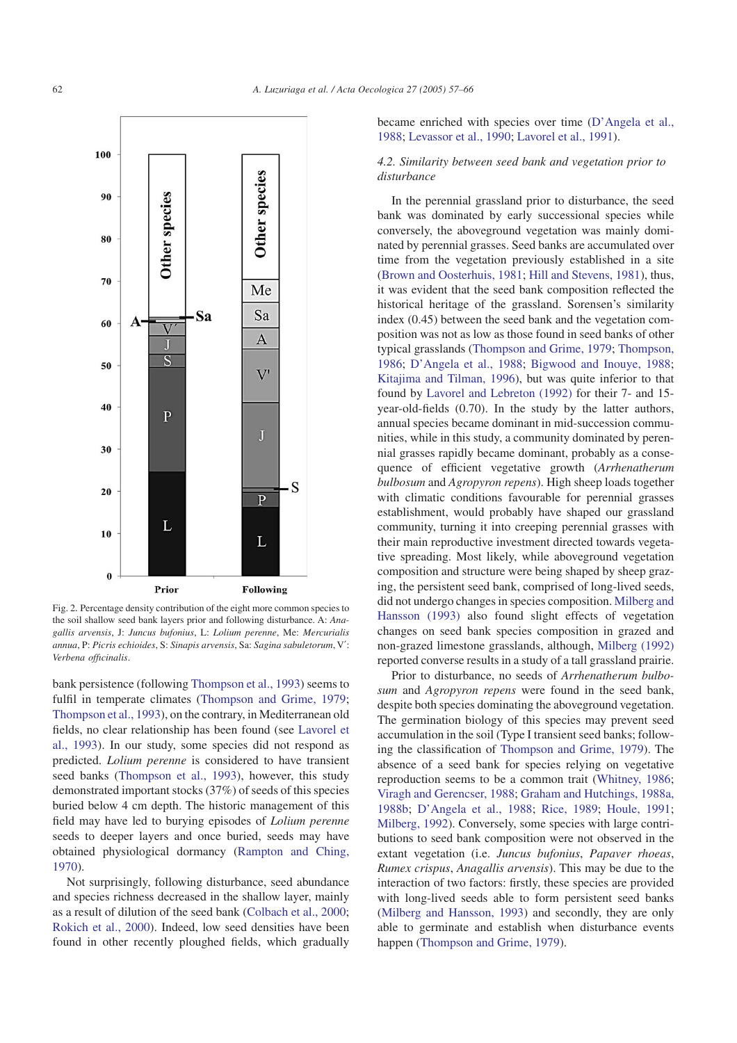Fig. 2. Percentage density contribution of the eight more common species to the soil shallow seed bank layers prior and following disturbance. A: *Anagallis arvensis*, J: *Juncus bufonius*, L: *Lolium perenne*, Me: *Mercurialis annua*, P: *Picris echioides*, S: *Sinapis arvensis*, Sa: *Sagina sabuletorum*, V′: *Verbena officinalis*.

bank persistence (following Thompson et al., 1993) seems to fulfil in temperate climates (Thompson and Grime, 1979; Thompson et al., 1993), on the contrary, in Mediterranean old fields, no clear relationship has been found (see Lavorel et al., 1993). In our study, some species did not respond as predicted. *Lolium perenne* is considered to have transient seed banks (Thompson et al., 1993), however, this study demonstrated important stocks (37%) of seeds of this species buried below 4 cm depth. The historic management of this field may have led to burying episodes of *Lolium perenne* seeds to deeper layers and once buried, seeds may have obtained physiological dormancy (Rampton and Ching, 1970).

Not surprisingly, following disturbance, seed abundance and species richness decreased in the shallow layer, mainly as a result of dilution of the seed bank (Colbach et al., 2000; Rokich et al., 2000). Indeed, low seed densities have been found in other recently ploughed fields, which gradually became enriched with species over time (D'Angela et al., 1988; Levassor et al., 1990; Lavorel et al., 1991).

### 4.2. Similarity between seed bank and vegetation prior to disturbance

In the perennial grassland prior to disturbance, the seed bank was dominated by early successional species while conversely, the aboveground vegetation was mainly dominated by perennial grasses. Seed banks are accumulated over time from the vegetation previously established in a site (Brown and Oosterhuis, 1981; Hill and Stevens, 1981), thus, it was evident that the seed bank composition reflected the historical heritage of the grassland. Sorensen's similarity index (0.45) between the seed bank and the vegetation composition was not as low as those found in seed banks of other typical grasslands (Thompson and Grime, 1979; Thompson, 1986; D'Angela et al., 1988; Bigwood and Inouye, 1988; Kitajima and Tilman, 1996), but was quite inferior to that found by Lavorel and Lebreton (1992) for their 7- and 15-year-old-fields (0.70). In the study by the latter authors, annual species became dominant in mid-succession communities, while in this study, a community dominated by perennial grasses rapidly became dominant, probably as a consequence of efficient vegetative growth (*Arrhenatherum bulbosum* and *Agropyron repens*). High sheep loads together with climatic conditions favourable for perennial grasses establishment, would probably have shaped our grassland community, turning it into creeping perennial grasses with their main reproductive investment directed towards vegetative spreading. Most likely, while aboveground vegetation composition and structure were being shaped by sheep grazing, the persistent seed bank, comprised of long-lived seeds, did not undergo changes in species composition. Milberg and Hansson (1993) also found slight effects of vegetation changes on seed bank species composition in grazed and non-grazed limestone grasslands, although, Milberg (1992) reported converse results in a study of a tall grassland prairie.

Prior to disturbance, no seeds of *Arrhenatherum bulbosum* and *Agropyron repens* were found in the seed bank, despite both species dominating the aboveground vegetation. The germination biology of this species may prevent seed accumulation in the soil (Type I transient seed banks; following the classification of Thompson and Grime, 1979). The absence of a seed bank for species relying on vegetative reproduction seems to be a common trait (Whitney, 1986; Viragh and Gerencser, 1988; Graham and Hutchings, 1988a, 1988b; D'Angela et al., 1988; Rice, 1989; Houle, 1991; Milberg, 1992). Conversely, some species with large contributions to seed bank composition were not observed in the extant vegetation (i.e. *Juncus bufonius*, *Papaver rhoeas*, *Rumex crispus*, *Anagallis arvensis*). This may be due to the interaction of two factors: firstly, these species are provided with long-lived seeds able to form persistent seed banks (Milberg and Hansson, 1993) and secondly, they are only able to germinate and establish when disturbance events happen (Thompson and Grime, 1979).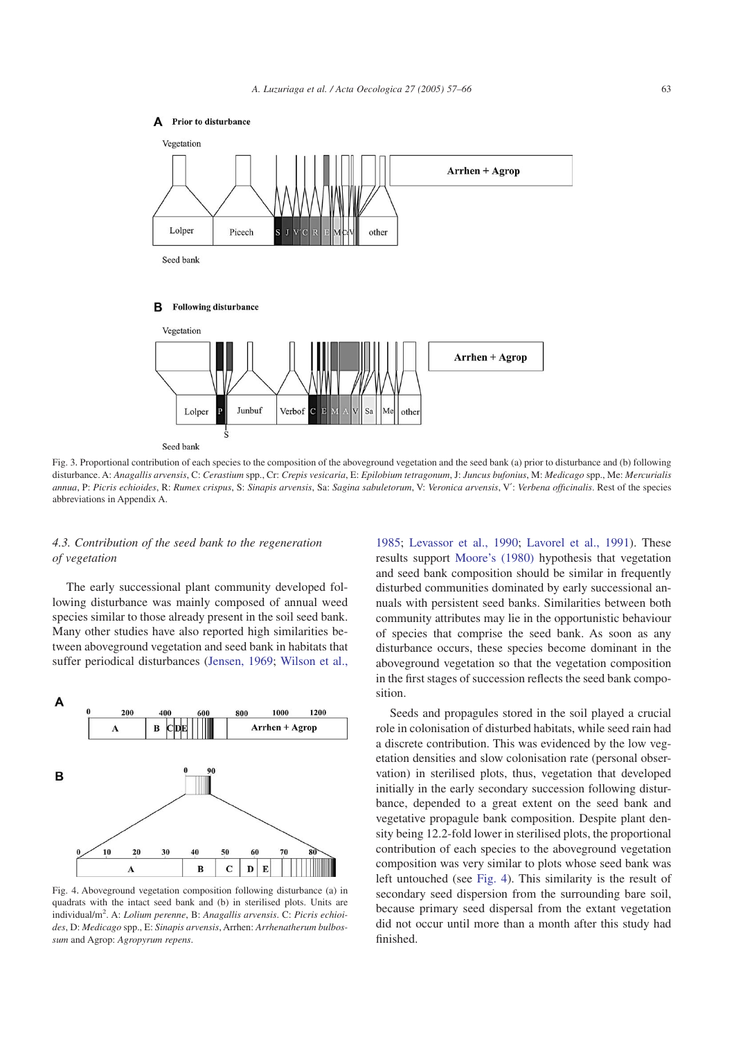Fig. 3. Proportional contribution of each species to the composition of the aboveground vegetation and the seed bank (a) prior to disturbance and (b) following disturbance. A: *Anagallis arvensis*, C: *Cerastium* spp., Cr: *Crepis vesicaria*, E: *Epilobium tetragonum*, J: *Juncus bufonius*, M: *Medicago* spp., Me: *Mercurialis annua*, P: *Picris echioides*, R: *Rumex crispus*, S: *Sinapis arvensis*, Sa: *Sagina sabuletorum*, V: *Veronica arvensis*, V′: *Verbena officinalis*. Rest of the species abbreviations in Appendix A.

### 4.3. Contribution of the seed bank to the regeneration of vegetation

The early successional plant community developed following disturbance was mainly composed of annual weed species similar to those already present in the soil seed bank. Many other studies have also reported high similarities between aboveground vegetation and seed bank in habitats that suffer periodical disturbances (Jensen, 1969; Wilson et al., 1985; Levassor et al., 1990; Lavorel et al., 1991). These results support Moore's (1980) hypothesis that vegetation and seed bank composition should be similar in frequently disturbed communities dominated by early successional annuals with persistent seed banks. Similarities between both community attributes may lie in the opportunistic behaviour of species that comprise the seed bank. As soon as any disturbance occurs, these species become dominant in the aboveground vegetation so that the vegetation composition in the first stages of succession reflects the seed bank composition.

Fig. 4. Aboveground vegetation composition following disturbance (a) in quadrats with the intact seed bank and (b) in sterilised plots. Units are individual/m$^2$. A: *Lolium perenne*, B: *Anagallis arvensis*. C: *Picris echioides*, D: *Medicago* spp., E: *Sinapis arvensis*, Arrhen: *Arrhenatherum bulbossum* and Agrop: *Agropyrum repens*.

Seeds and propagules stored in the soil played a crucial role in colonisation of disturbed habitats, while seed rain had a discrete contribution. This was evidenced by the low vegetation densities and slow colonisation rate (personal observation) in sterilised plots, thus, vegetation that developed initially in the early secondary succession following disturbance, depended to a great extent on the seed bank and vegetative propagule bank composition. Despite plant density being 12.2-fold lower in sterilised plots, the proportional contribution of each species to the aboveground vegetation composition was very similar to plots whose seed bank was left untouched (see Fig. 4). This similarity is the result of secondary seed dispersion from the surrounding bare soil, because primary seed dispersal from the extant vegetation did not occur until more than a month after this study had finished.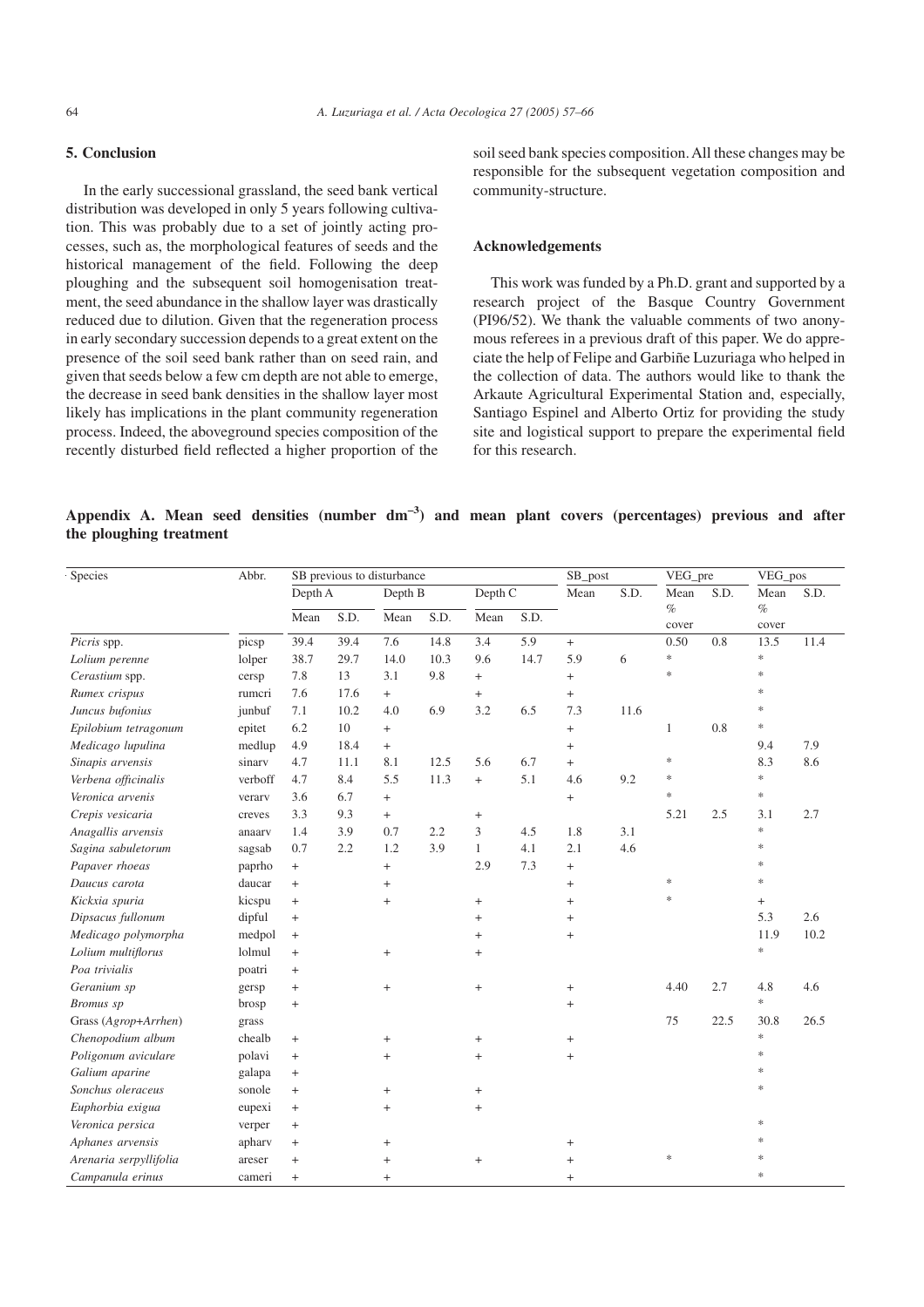## 5. Conclusion

In the early successional grassland, the seed bank vertical distribution was developed in only 5 years following cultivation. This was probably due to a set of jointly acting processes, such as, the morphological features of seeds and the historical management of the field. Following the deep ploughing and the subsequent soil homogenisation treatment, the seed abundance in the shallow layer was drastically reduced due to dilution. Given that the regeneration process in early secondary succession depends to a great extent on the presence of the soil seed bank rather than on seed rain, and given that seeds below a few cm depth are not able to emerge, the decrease in seed bank densities in the shallow layer most likely has implications in the plant community regeneration process. Indeed, the aboveground species composition of the recently disturbed field reflected a higher proportion of the soil seed bank species composition. All these changes may be responsible for the subsequent vegetation composition and community-structure.

## Acknowledgements

This work was funded by a Ph.D. grant and supported by a research project of the Basque Country Government (PI96/52). We thank the valuable comments of two anonymous referees in a previous draft of this paper. We do appreciate the help of Felipe and Garbiñe Luzuriaga who helped in the collection of data. The authors would like to thank the Arkaute Agricultural Experimental Station and, especially, Santiago Espinel and Alberto Ortiz for providing the study site and logistical support to prepare the experimental field for this research.

## Appendix A. Mean seed densities (number dm$^{-3}$) and mean plant covers (percentages) previous and after the ploughing treatment

| Species | Abbr. | SB previous to disturbance | | | | | | SB_post | | VEG_pre | | VEG_pos | |
|---|---|---|---|---|---|---|---|---|---|---|---|---|---|
| | | Depth A | | Depth B | | Depth C | | Mean | S.D. | Mean % cover | S.D. | Mean % cover | S.D. |
| | | Mean | S.D. | Mean | S.D. | Mean | S.D. | | | | | | |
| *Picris* spp. | picsp | 39.4 | 39.4 | 7.6 | 14.8 | 3.4 | 5.9 | + | | 0.50 | 0.8 | 13.5 | 11.4 |
| *Lolium perenne* | lolper | 38.7 | 29.7 | 14.0 | 10.3 | 9.6 | 14.7 | 5.9 | 6 | * | | * | |
| *Cerastium* spp. | cersp | 7.8 | 13 | 3.1 | 9.8 | + | | + | | * | | * | |
| *Rumex crispus* | rumcri | 7.6 | 17.6 | + | | + | | + | | | | * | |
| *Juncus bufonius* | junbuf | 7.1 | 10.2 | 4.0 | 6.9 | 3.2 | 6.5 | 7.3 | 11.6 | | | * | |
| *Epilobium tetragonum* | epitet | 6.2 | 10 | + | | | | + | | 1 | 0.8 | * | |
| *Medicago lupulina* | medlup | 4.9 | 18.4 | + | | | | + | | | | 9.4 | 7.9 |
| *Sinapis arvensis* | sinarv | 4.7 | 11.1 | 8.1 | 12.5 | 5.6 | 6.7 | + | | * | | 8.3 | 8.6 |
| *Verbena officinalis* | verboff | 4.7 | 8.4 | 5.5 | 11.3 | + | 5.1 | 4.6 | 9.2 | * | | * | |
| *Veronica arvenis* | verarv | 3.6 | 6.7 | + | | | | + | | * | | * | |
| *Crepis vesicaria* | creves | 3.3 | 9.3 | + | | + | | | | 5.21 | 2.5 | 3.1 | 2.7 |
| *Anagallis arvensis* | anaarv | 1.4 | 3.9 | 0.7 | 2.2 | 3 | 4.5 | 1.8 | 3.1 | | | * | |
| *Sagina sabuletorum* | sagsab | 0.7 | 2.2 | 1.2 | 3.9 | 1 | 4.1 | 2.1 | 4.6 | | | * | |
| *Papaver rhoeas* | paprho | + | | + | | 2.9 | 7.3 | + | | | | * | |
| *Daucus carota* | daucar | + | | + | | | | + | | * | | * | |
| *Kickxia spuria* | kicspu | + | | + | | + | | + | | * | | + | |
| *Dipsacus fullonum* | dipful | + | | | | + | | + | | | | 5.3 | 2.6 |
| *Medicago polymorpha* | medpol | + | | | | + | | + | | | | 11.9 | 10.2 |
| *Lolium multiflorus* | lolmul | + | | + | | + | | | | | | * | |
| *Poa trivialis* | poatri | + | | | | | | | | | | | |
| *Geranium sp* | gersp | + | | + | | + | | + | | 4.40 | 2.7 | 4.8 | 4.6 |
| *Bromus sp* | brosp | + | | | | | | + | | | | * | |
| Grass (*Agrop+Arrhen*) | grass | | | | | | | | | 75 | 22.5 | 30.8 | 26.5 |
| *Chenopodium album* | chealb | + | | + | | + | | + | | | | * | |
| *Poligonum aviculare* | polavi | + | | + | | + | | + | | | | * | |
| *Galium aparine* | galapa | + | | | | | | | | | | * | |
| *Sonchus oleraceus* | sonole | + | | + | | + | | | | | | * | |
| *Euphorbia exigua* | eupexi | + | | + | | + | | | | | | | |
| *Veronica persica* | verper | + | | | | | | | | | | * | |
| *Aphanes arvensis* | apharv | + | | + | | | | + | | | | * | |
| *Arenaria serpyllifolia* | areser | + | | + | | + | | + | | * | | * | |
| *Campanula erinus* | cameri | + | | + | | | | + | | | | * | |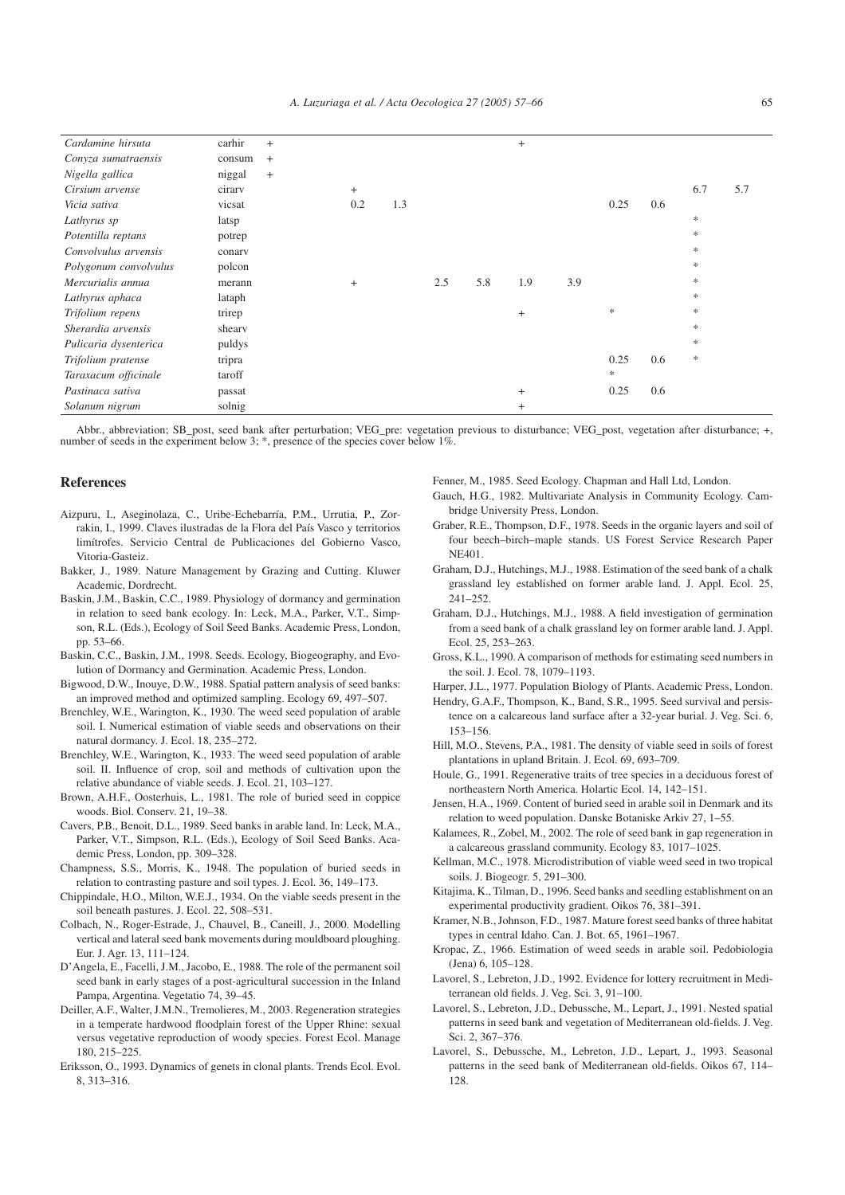| | | | | | | | | | | | | |
|---|---|---|---|---|---|---|---|---|---|---|---|---|
| *Cardamine hirsuta* | carhir | + | | | | | + | | | | | |
| *Conyza sumatraensis* | consum | + | | | | | | | | | | |
| *Nigella gallica* | niggal | + | | | | | | | | | | |
| *Cirsium arvense* | cirarv | | + | | | | | | | | 6.7 | 5.7 |
| *Vicia sativa* | vicsat | | 0.2 | 1.3 | | | | | 0.25 | 0.6 | | |
| *Lathyrus sp* | latsp | | | | | | | | | | * | |
| *Potentilla reptans* | potrep | | | | | | | | | | * | |
| *Convolvulus arvensis* | conarv | | | | | | | | | | * | |
| *Polygonum convolvulus* | polcon | | | | | | | | | | * | |
| *Mercurialis annua* | merann | | + | | 2.5 | 5.8 | 1.9 | 3.9 | | | * | |
| *Lathyrus aphaca* | lataph | | | | | | | | | | * | |
| *Trifolium repens* | trirep | | | | | | + | | * | | * | |
| *Sherardia arvensis* | shearv | | | | | | | | | | * | |
| *Pulicaria dysenterica* | puldys | | | | | | | | | | * | |
| *Trifolium pratense* | tripra | | | | | | | | 0.25 | 0.6 | * | |
| *Taraxacum officinale* | taroff | | | | | | | | * | | | |
| *Pastinaca sativa* | passat | | | | | | + | | 0.25 | 0.6 | | |
| *Solanum nigrum* | solnig | | | | | | + | | | | | |

Abbr., abbreviation; SB_post, seed bank after perturbation; VEG_pre: vegetation previous to disturbance; VEG_post, vegetation after disturbance; +, number of seeds in the experiment below 3; *, presence of the species cover below 1%.

## References

Aizpuru, I., Aseginolaza, C., Uribe-Echebarría, P.M., Urrutia, P., Zorrakin, I., 1999. Claves ilustradas de la Flora del País Vasco y territorios limítrofes. Servicio Central de Publicaciones del Gobierno Vasco, Vitoria-Gasteiz.

Bakker, J., 1989. Nature Management by Grazing and Cutting. Kluwer Academic, Dordrecht.

Baskin, J.M., Baskin, C.C., 1989. Physiology of dormancy and germination in relation to seed bank ecology. In: Leck, M.A., Parker, V.T., Simpson, R.L. (Eds.), Ecology of Soil Seed Banks. Academic Press, London, pp. 53–66.

Baskin, C.C., Baskin, J.M., 1998. Seeds. Ecology, Biogeography, and Evolution of Dormancy and Germination. Academic Press, London.

Bigwood, D.W., Inouye, D.W., 1988. Spatial pattern analysis of seed banks: an improved method and optimized sampling. Ecology 69, 497–507.

Brenchley, W.E., Warington, K., 1930. The weed seed population of arable soil. I. Numerical estimation of viable seeds and observations on their natural dormancy. J. Ecol. 18, 235–272.

Brenchley, W.E., Warington, K., 1933. The weed seed population of arable soil. II. Influence of crop, soil and methods of cultivation upon the relative abundance of viable seeds. J. Ecol. 21, 103–127.

Brown, A.H.F., Oosterhuis, L., 1981. The role of buried seed in coppice woods. Biol. Conserv. 21, 19–38.

Cavers, P.B., Benoit, D.L., 1989. Seed banks in arable land. In: Leck, M.A., Parker, V.T., Simpson, R.L. (Eds.), Ecology of Soil Seed Banks. Academic Press, London, pp. 309–328.

Champness, S.S., Morris, K., 1948. The population of buried seeds in relation to contrasting pasture and soil types. J. Ecol. 36, 149–173.

Chippindale, H.O., Milton, W.E.J., 1934. On the viable seeds present in the soil beneath pastures. J. Ecol. 22, 508–531.

Colbach, N., Roger-Estrade, J., Chauvel, B., Caneill, J., 2000. Modelling vertical and lateral seed bank movements during mouldboard ploughing. Eur. J. Agr. 13, 111–124.

D'Angela, E., Facelli, J.M., Jacobo, E., 1988. The role of the permanent soil seed bank in early stages of a post-agricultural succession in the Inland Pampa, Argentina. Vegetatio 74, 39–45.

Deiller, A.F., Walter, J.M.N., Tremolieres, M., 2003. Regeneration strategies in a temperate hardwood floodplain forest of the Upper Rhine: sexual versus vegetative reproduction of woody species. Forest Ecol. Manage 180, 215–225.

Eriksson, O., 1993. Dynamics of genets in clonal plants. Trends Ecol. Evol. 8, 313–316.

Fenner, M., 1985. Seed Ecology. Chapman and Hall Ltd, London.

Gauch, H.G., 1982. Multivariate Analysis in Community Ecology. Cambridge University Press, London.

Graber, R.E., Thompson, D.F., 1978. Seeds in the organic layers and soil of four beech–birch–maple stands. US Forest Service Research Paper NE401.

Graham, D.J., Hutchings, M.J., 1988. Estimation of the seed bank of a chalk grassland ley established on former arable land. J. Appl. Ecol. 25, 241–252.

Graham, D.J., Hutchings, M.J., 1988. A field investigation of germination from a seed bank of a chalk grassland ley on former arable land. J. Appl. Ecol. 25, 253–263.

Gross, K.L., 1990. A comparison of methods for estimating seed numbers in the soil. J. Ecol. 78, 1079–1193.

Harper, J.L., 1977. Population Biology of Plants. Academic Press, London.

Hendry, G.A.F., Thompson, K., Band, S.R., 1995. Seed survival and persistence on a calcareous land surface after a 32-year burial. J. Veg. Sci. 6, 153–156.

Hill, M.O., Stevens, P.A., 1981. The density of viable seed in soils of forest plantations in upland Britain. J. Ecol. 69, 693–709.

Houle, G., 1991. Regenerative traits of tree species in a deciduous forest of northeastern North America. Holartic Ecol. 14, 142–151.

Jensen, H.A., 1969. Content of buried seed in arable soil in Denmark and its relation to weed population. Danske Botaniske Arkiv 27, 1–55.

Kalamees, R., Zobel, M., 2002. The role of seed bank in gap regeneration in a calcareous grassland community. Ecology 83, 1017–1025.

Kellman, M.C., 1978. Microdistribution of viable weed seed in two tropical soils. J. Biogeogr. 5, 291–300.

Kitajima, K., Tilman, D., 1996. Seed banks and seedling establishment on an experimental productivity gradient. Oikos 76, 381–391.

Kramer, N.B., Johnson, F.D., 1987. Mature forest seed banks of three habitat types in central Idaho. Can. J. Bot. 65, 1961–1967.

Kropac, Z., 1966. Estimation of weed seeds in arable soil. Pedobiologia (Jena) 6, 105–128.

Lavorel, S., Lebreton, J.D., 1992. Evidence for lottery recruitment in Mediterranean old fields. J. Veg. Sci. 3, 91–100.

Lavorel, S., Lebreton, J.D., Debussche, M., Lepart, J., 1991. Nested spatial patterns in seed bank and vegetation of Mediterranean old-fields. J. Veg. Sci. 2, 367–376.

Lavorel, S., Debussche, M., Lebreton, J.D., Lepart, J., 1993. Seasonal patterns in the seed bank of Mediterranean old-fields. Oikos 67, 114–128.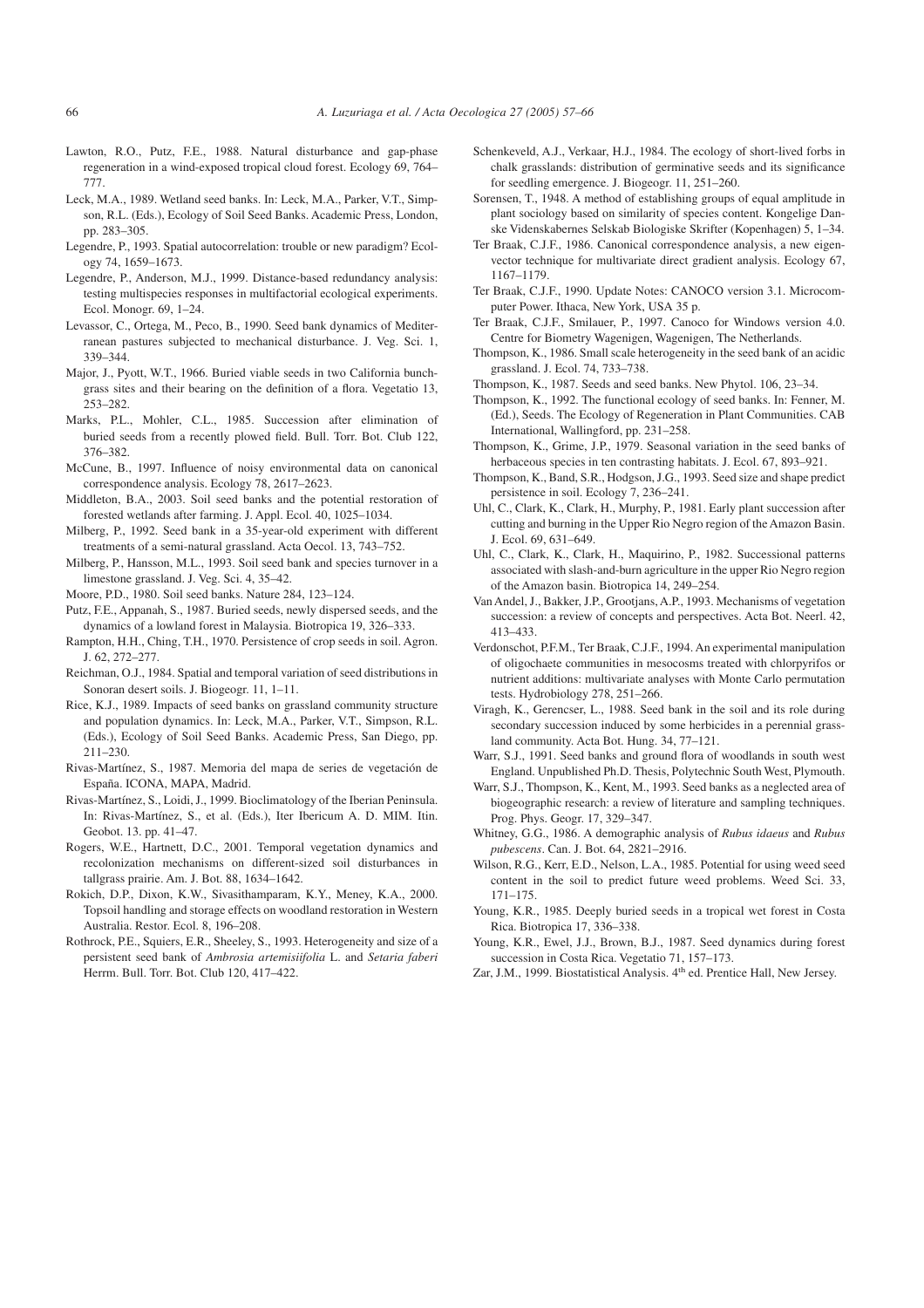Lawton, R.O., Putz, F.E., 1988. Natural disturbance and gap-phase regeneration in a wind-exposed tropical cloud forest. Ecology 69, 764–777.

Leck, M.A., 1989. Wetland seed banks. In: Leck, M.A., Parker, V.T., Simpson, R.L. (Eds.), Ecology of Soil Seed Banks. Academic Press, London, pp. 283–305.

Legendre, P., 1993. Spatial autocorrelation: trouble or new paradigm? Ecology 74, 1659–1673.

Legendre, P., Anderson, M.J., 1999. Distance-based redundancy analysis: testing multispecies responses in multifactorial ecological experiments. Ecol. Monogr. 69, 1–24.

Levassor, C., Ortega, M., Peco, B., 1990. Seed bank dynamics of Mediterranean pastures subjected to mechanical disturbance. J. Veg. Sci. 1, 339–344.

Major, J., Pyott, W.T., 1966. Buried viable seeds in two California bunchgrass sites and their bearing on the definition of a flora. Vegetatio 13, 253–282.

Marks, P.L., Mohler, C.L., 1985. Succession after elimination of buried seeds from a recently plowed field. Bull. Torr. Bot. Club 122, 376–382.

McCune, B., 1997. Influence of noisy environmental data on canonical correspondence analysis. Ecology 78, 2617–2623.

Middleton, B.A., 2003. Soil seed banks and the potential restoration of forested wetlands after farming. J. Appl. Ecol. 40, 1025–1034.

Milberg, P., 1992. Seed bank in a 35-year-old experiment with different treatments of a semi-natural grassland. Acta Oecol. 13, 743–752.

Milberg, P., Hansson, M.L., 1993. Soil seed bank and species turnover in a limestone grassland. J. Veg. Sci. 4, 35–42.

Moore, P.D., 1980. Soil seed banks. Nature 284, 123–124.

Putz, F.E., Appanah, S., 1987. Buried seeds, newly dispersed seeds, and the dynamics of a lowland forest in Malaysia. Biotropica 19, 326–333.

Rampton, H.H., Ching, T.H., 1970. Persistence of crop seeds in soil. Agron. J. 62, 272–277.

Reichman, O.J., 1984. Spatial and temporal variation of seed distributions in Sonoran desert soils. J. Biogeogr. 11, 1–11.

Rice, K.J., 1989. Impacts of seed banks on grassland community structure and population dynamics. In: Leck, M.A., Parker, V.T., Simpson, R.L. (Eds.), Ecology of Soil Seed Banks. Academic Press, San Diego, pp. 211–230.

Rivas-Martínez, S., 1987. Memoria del mapa de series de vegetación de España. ICONA, MAPA, Madrid.

Rivas-Martínez, S., Loidi, J., 1999. Bioclimatology of the Iberian Peninsula. In: Rivas-Martínez, S., et al. (Eds.), Iter Ibericum A. D. MIM. Itin. Geobot. 13. pp. 41–47.

Rogers, W.E., Hartnett, D.C., 2001. Temporal vegetation dynamics and recolonization mechanisms on different-sized soil disturbances in tallgrass prairie. Am. J. Bot. 88, 1634–1642.

Rokich, D.P., Dixon, K.W., Sivasithamparam, K.Y., Meney, K.A., 2000. Topsoil handling and storage effects on woodland restoration in Western Australia. Restor. Ecol. 8, 196–208.

Rothrock, P.E., Squiers, E.R., Sheeley, S., 1993. Heterogeneity and size of a persistent seed bank of *Ambrosia artemisiifolia* L. and *Setaria faberi* Herrm. Bull. Torr. Bot. Club 120, 417–422.

Schenkeveld, A.J., Verkaar, H.J., 1984. The ecology of short-lived forbs in chalk grasslands: distribution of germinative seeds and its significance for seedling emergence. J. Biogeogr. 11, 251–260.

Sorensen, T., 1948. A method of establishing groups of equal amplitude in plant sociology based on similarity of species content. Kongelige Danske Videnskabernes Selskab Biologiske Skrifter (Kopenhagen) 5, 1–34.

Ter Braak, C.J.F., 1986. Canonical correspondence analysis, a new eigenvector technique for multivariate direct gradient analysis. Ecology 67, 1167–1179.

Ter Braak, C.J.F., 1990. Update Notes: CANOCO version 3.1. Microcomputer Power. Ithaca, New York, USA 35 p.

Ter Braak, C.J.F., Smilauer, P., 1997. Canoco for Windows version 4.0. Centre for Biometry Wagenigen, Wagenigen, The Netherlands.

Thompson, K., 1986. Small scale heterogeneity in the seed bank of an acidic grassland. J. Ecol. 74, 733–738.

Thompson, K., 1987. Seeds and seed banks. New Phytol. 106, 23–34.

Thompson, K., 1992. The functional ecology of seed banks. In: Fenner, M. (Ed.), Seeds. The Ecology of Regeneration in Plant Communities. CAB International, Wallingford, pp. 231–258.

Thompson, K., Grime, J.P., 1979. Seasonal variation in the seed banks of herbaceous species in ten contrasting habitats. J. Ecol. 67, 893–921.

Thompson, K., Band, S.R., Hodgson, J.G., 1993. Seed size and shape predict persistence in soil. Ecology 7, 236–241.

Uhl, C., Clark, K., Clark, H., Murphy, P., 1981. Early plant succession after cutting and burning in the Upper Rio Negro region of the Amazon Basin. J. Ecol. 69, 631–649.

Uhl, C., Clark, K., Clark, H., Maquirino, P., 1982. Successional patterns associated with slash-and-burn agriculture in the upper Rio Negro region of the Amazon basin. Biotropica 14, 249–254.

Van Andel, J., Bakker, J.P., Grootjans, A.P., 1993. Mechanisms of vegetation succession: a review of concepts and perspectives. Acta Bot. Neerl. 42, 413–433.

Verdonschot, P.F.M., Ter Braak, C.J.F., 1994. An experimental manipulation of oligochaete communities in mesocosms treated with chlorpyrifos or nutrient additions: multivariate analyses with Monte Carlo permutation tests. Hydrobiology 278, 251–266.

Viragh, K., Gerencser, L., 1988. Seed bank in the soil and its role during secondary succession induced by some herbicides in a perennial grassland community. Acta Bot. Hung. 34, 77–121.

Warr, S.J., 1991. Seed banks and ground flora of woodlands in south west England. Unpublished Ph.D. Thesis, Polytechnic South West, Plymouth.

Warr, S.J., Thompson, K., Kent, M., 1993. Seed banks as a neglected area of biogeographic research: a review of literature and sampling techniques. Prog. Phys. Geogr. 17, 329–347.

Whitney, G.G., 1986. A demographic analysis of *Rubus idaeus* and *Rubus pubescens*. Can. J. Bot. 64, 2821–2916.

Wilson, R.G., Kerr, E.D., Nelson, L.A., 1985. Potential for using weed seed content in the soil to predict future weed problems. Weed Sci. 33, 171–175.

Young, K.R., 1985. Deeply buried seeds in a tropical wet forest in Costa Rica. Biotropica 17, 336–338.

Young, K.R., Ewel, J.J., Brown, B.J., 1987. Seed dynamics during forest succession in Costa Rica. Vegetatio 71, 157–173.

Zar, J.M., 1999. Biostatistical Analysis. 4th ed. Prentice Hall, New Jersey.